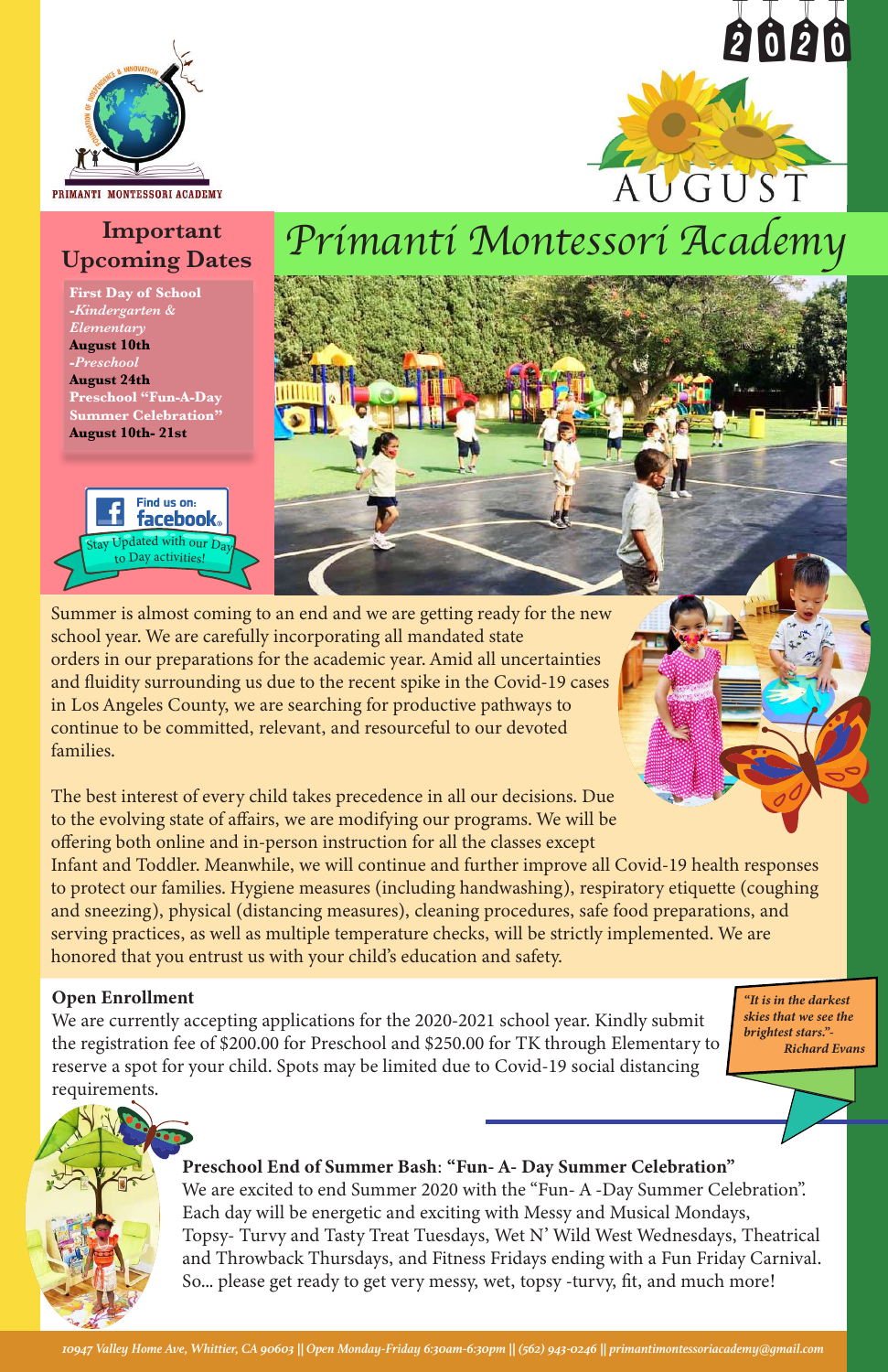PRIMANTI MONTESSORI ACADEMY

2020

AUGUST

# Primanti Montessori Academy

## Important Upcoming Dates

**First Day of School**
*-Kindergarten & Elementary*
**August 10th**
*-Preschool*
**August 24th**
**Preschool "Fun-A-Day Summer Celebration"**
**August 10th- 21st**

Find us on: facebook
Stay Updated with our Day to Day activities!

Summer is almost coming to an end and we are getting ready for the new school year. We are carefully incorporating all mandated state orders in our preparations for the academic year. Amid all uncertainties and fluidity surrounding us due to the recent spike in the Covid-19 cases in Los Angeles County, we are searching for productive pathways to continue to be committed, relevant, and resourceful to our devoted families.

The best interest of every child takes precedence in all our decisions. Due to the evolving state of affairs, we are modifying our programs. We will be offering both online and in-person instruction for all the classes except Infant and Toddler. Meanwhile, we will continue and further improve all Covid-19 health responses to protect our families. Hygiene measures (including handwashing), respiratory etiquette (coughing and sneezing), physical (distancing measures), cleaning procedures, safe food preparations, and serving practices, as well as multiple temperature checks, will be strictly implemented. We are honored that you entrust us with your child's education and safety.

**Open Enrollment**
We are currently accepting applications for the 2020-2021 school year. Kindly submit the registration fee of $200.00 for Preschool and $250.00 for TK through Elementary to reserve a spot for your child. Spots may be limited due to Covid-19 social distancing requirements.

***"It is in the darkest skies that we see the brightest stars."- Richard Evans***

**Preschool End of Summer Bash**: **"Fun- A- Day Summer Celebration"**
We are excited to end Summer 2020 with the "Fun- A -Day Summer Celebration". Each day will be energetic and exciting with Messy and Musical Mondays, Topsy- Turvy and Tasty Treat Tuesdays, Wet N' Wild West Wednesdays, Theatrical and Throwback Thursdays, and Fitness Fridays ending with a Fun Friday Carnival. So... please get ready to get very messy, wet, topsy -turvy, fit, and much more!

*10947 Valley Home Ave, Whittier, CA 90603 || Open Monday-Friday 6:30am-6:30pm || (562) 943-0246 || primantimontessoriacademy@gmail.com*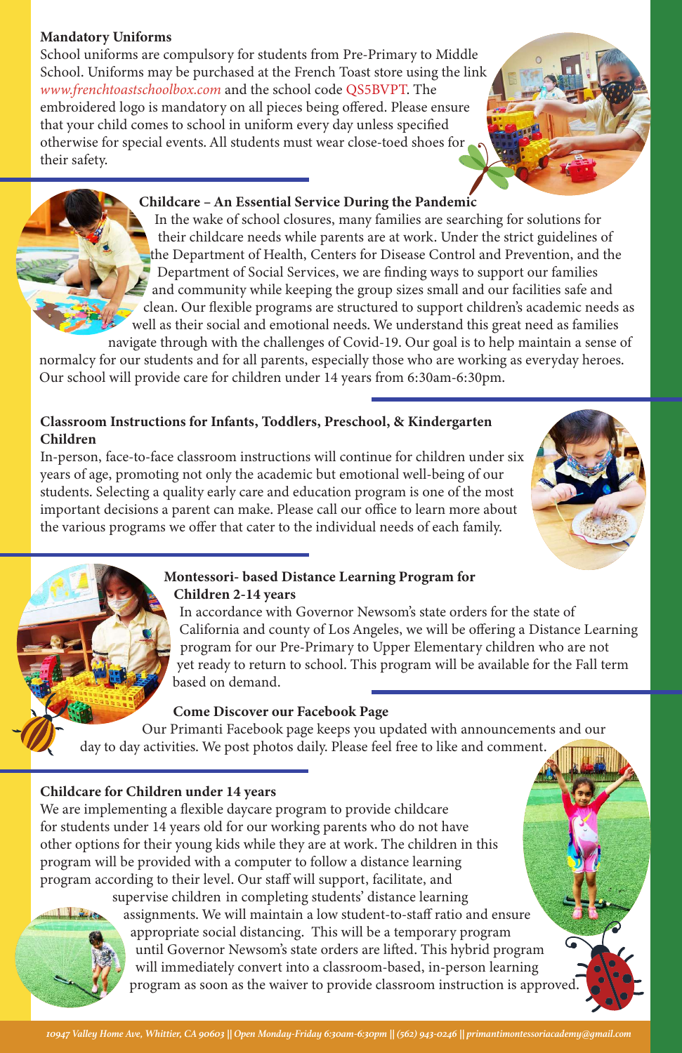### Mandatory Uniforms

School uniforms are compulsory for students from Pre-Primary to Middle School. Uniforms may be purchased at the French Toast store using the link *www.frenchtoastschoolbox.com* and the school code QS5BVPT. The embroidered logo is mandatory on all pieces being offered. Please ensure that your child comes to school in uniform every day unless specified otherwise for special events. All students must wear close-toed shoes for their safety.

### Childcare – An Essential Service During the Pandemic

In the wake of school closures, many families are searching for solutions for their childcare needs while parents are at work. Under the strict guidelines of the Department of Health, Centers for Disease Control and Prevention, and the Department of Social Services, we are finding ways to support our families and community while keeping the group sizes small and our facilities safe and clean. Our flexible programs are structured to support children's academic needs as well as their social and emotional needs. We understand this great need as families navigate through with the challenges of Covid-19. Our goal is to help maintain a sense of normalcy for our students and for all parents, especially those who are working as everyday heroes. Our school will provide care for children under 14 years from 6:30am-6:30pm.

### Classroom Instructions for Infants, Toddlers, Preschool, & Kindergarten Children

In-person, face-to-face classroom instructions will continue for children under six years of age, promoting not only the academic but emotional well-being of our students. Selecting a quality early care and education program is one of the most important decisions a parent can make. Please call our office to learn more about the various programs we offer that cater to the individual needs of each family.

### Montessori- based Distance Learning Program for Children 2-14 years

In accordance with Governor Newsom's state orders for the state of California and county of Los Angeles, we will be offering a Distance Learning program for our Pre-Primary to Upper Elementary children who are not yet ready to return to school. This program will be available for the Fall term based on demand.

### Come Discover our Facebook Page

Our Primanti Facebook page keeps you updated with announcements and our day to day activities. We post photos daily. Please feel free to like and comment.

### Childcare for Children under 14 years

We are implementing a flexible daycare program to provide childcare for students under 14 years old for our working parents who do not have other options for their young kids while they are at work. The children in this program will be provided with a computer to follow a distance learning program according to their level. Our staff will support, facilitate, and supervise children in completing students' distance learning assignments. We will maintain a low student-to-staff ratio and ensure appropriate social distancing. This will be a temporary program until Governor Newsom's state orders are lifted. This hybrid program will immediately convert into a classroom-based, in-person learning program as soon as the waiver to provide classroom instruction is approved.

*10947 Valley Home Ave, Whittier, CA 90603 || Open Monday-Friday 6:30am-6:30pm || (562) 943-0246 || primantimontessoriacademy@gmail.com*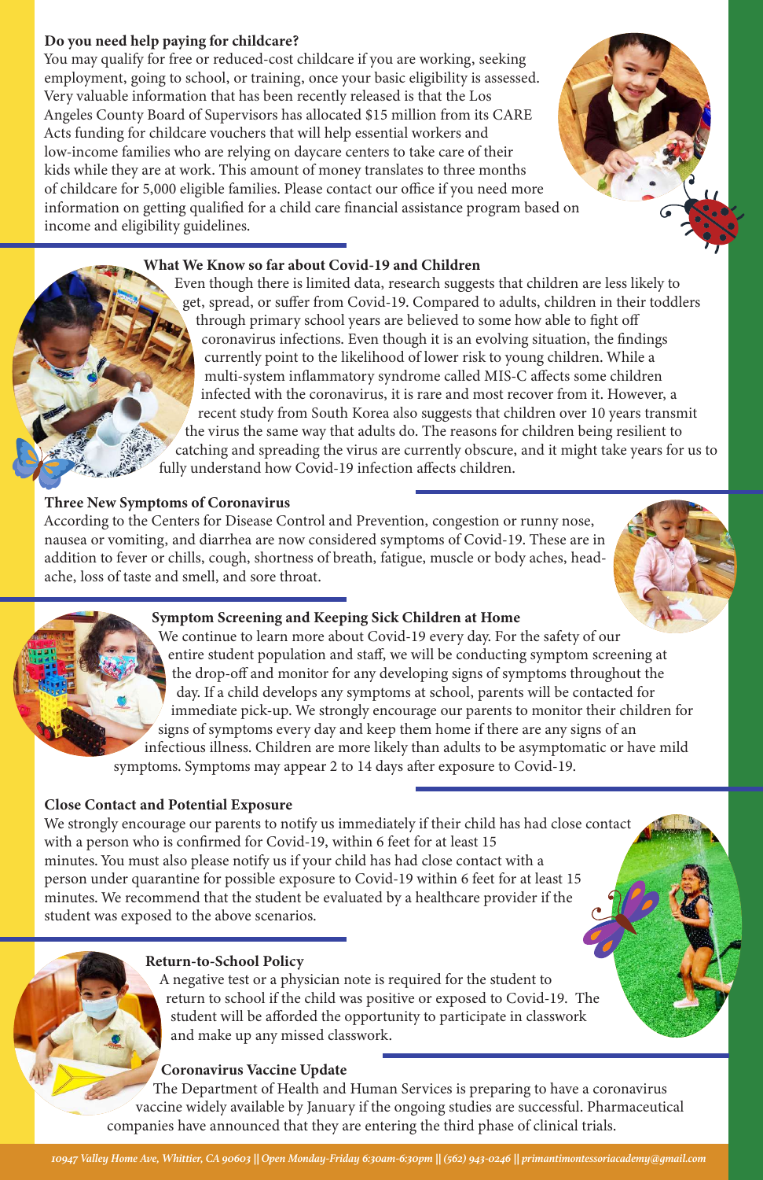**Do you need help paying for childcare?**

You may qualify for free or reduced-cost childcare if you are working, seeking employment, going to school, or training, once your basic eligibility is assessed. Very valuable information that has been recently released is that the Los Angeles County Board of Supervisors has allocated $15 million from its CARE Acts funding for childcare vouchers that will help essential workers and low-income families who are relying on daycare centers to take care of their kids while they are at work. This amount of money translates to three months of childcare for 5,000 eligible families. Please contact our office if you need more information on getting qualified for a child care financial assistance program based on income and eligibility guidelines.

**What We Know so far about Covid-19 and Children**

Even though there is limited data, research suggests that children are less likely to get, spread, or suffer from Covid-19. Compared to adults, children in their toddlers through primary school years are believed to some how able to fight off coronavirus infections. Even though it is an evolving situation, the findings currently point to the likelihood of lower risk to young children. While a multi-system inflammatory syndrome called MIS-C affects some children infected with the coronavirus, it is rare and most recover from it. However, a recent study from South Korea also suggests that children over 10 years transmit the virus the same way that adults do. The reasons for children being resilient to catching and spreading the virus are currently obscure, and it might take years for us to fully understand how Covid-19 infection affects children.

**Three New Symptoms of Coronavirus**

According to the Centers for Disease Control and Prevention, congestion or runny nose, nausea or vomiting, and diarrhea are now considered symptoms of Covid-19. These are in addition to fever or chills, cough, shortness of breath, fatigue, muscle or body aches, headache, loss of taste and smell, and sore throat.

**Symptom Screening and Keeping Sick Children at Home**

We continue to learn more about Covid-19 every day. For the safety of our entire student population and staff, we will be conducting symptom screening at the drop-off and monitor for any developing signs of symptoms throughout the day. If a child develops any symptoms at school, parents will be contacted for immediate pick-up. We strongly encourage our parents to monitor their children for signs of symptoms every day and keep them home if there are any signs of an infectious illness. Children are more likely than adults to be asymptomatic or have mild symptoms. Symptoms may appear 2 to 14 days after exposure to Covid-19.

**Close Contact and Potential Exposure**

We strongly encourage our parents to notify us immediately if their child has had close contact with a person who is confirmed for Covid-19, within 6 feet for at least 15 minutes. You must also please notify us if your child has had close contact with a person under quarantine for possible exposure to Covid-19 within 6 feet for at least 15 minutes. We recommend that the student be evaluated by a healthcare provider if the student was exposed to the above scenarios.

**Return-to-School Policy**

A negative test or a physician note is required for the student to return to school if the child was positive or exposed to Covid-19. The student will be afforded the opportunity to participate in classwork and make up any missed classwork.

**Coronavirus Vaccine Update**

The Department of Health and Human Services is preparing to have a coronavirus vaccine widely available by January if the ongoing studies are successful. Pharmaceutical companies have announced that they are entering the third phase of clinical trials.

*10947 Valley Home Ave, Whittier, CA 90603 || Open Monday-Friday 6:30am-6:30pm || (562) 943-0246 || primantimontessoriacademy@gmail.com*